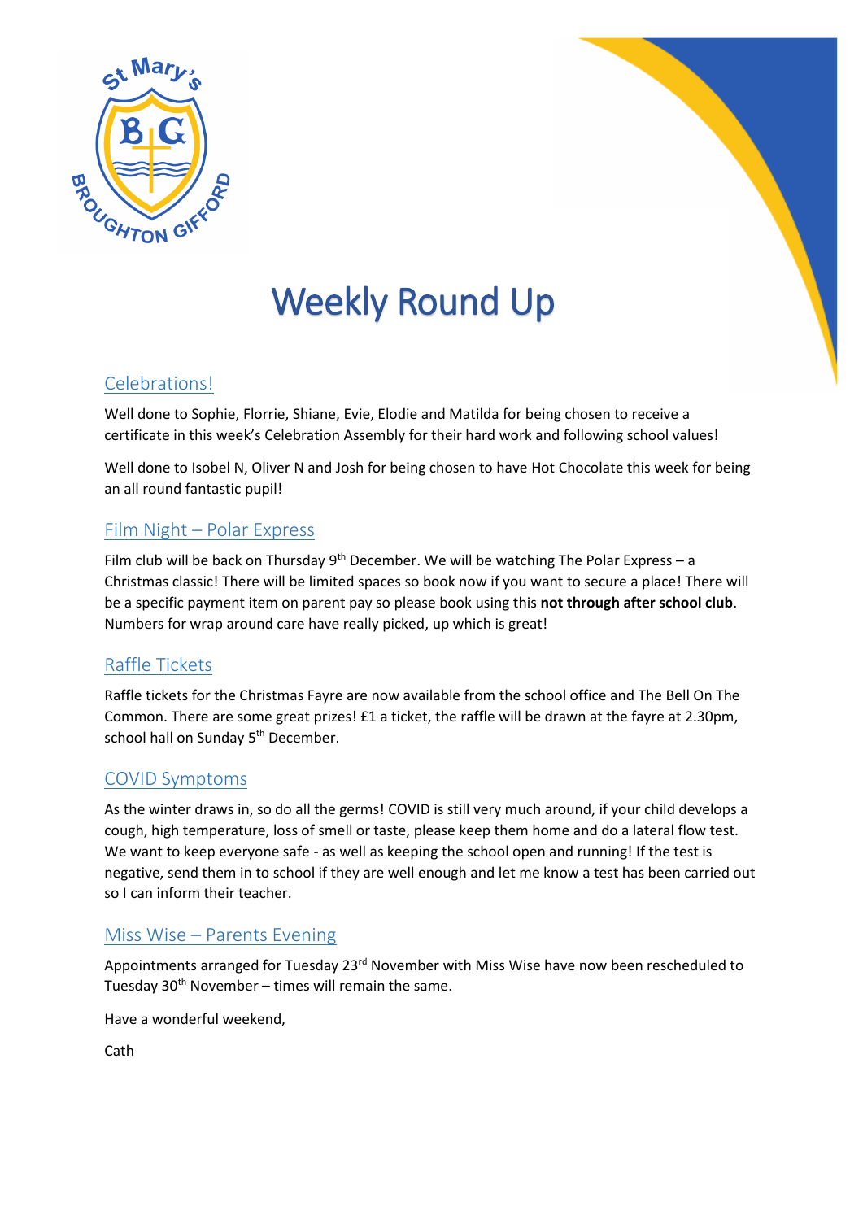# Weekly Round Up

## Celebrations!

Well done to Sophie, Florrie, Shiane, Evie, Elodie and Matilda for being chosen to receive a certificate in this week's Celebration Assembly for their hard work and following school values!

Well done to Isobel N, Oliver N and Josh for being chosen to have Hot Chocolate this week for being an all round fantastic pupil!

## Film Night – Polar Express

Film club will be back on Thursday 9th December. We will be watching The Polar Express – a Christmas classic! There will be limited spaces so book now if you want to secure a place! There will be a specific payment item on parent pay so please book using this **not through after school club**. Numbers for wrap around care have really picked, up which is great!

## Raffle Tickets

Raffle tickets for the Christmas Fayre are now available from the school office and The Bell On The Common. There are some great prizes! £1 a ticket, the raffle will be drawn at the fayre at 2.30pm, school hall on Sunday 5th December.

## COVID Symptoms

As the winter draws in, so do all the germs! COVID is still very much around, if your child develops a cough, high temperature, loss of smell or taste, please keep them home and do a lateral flow test. We want to keep everyone safe - as well as keeping the school open and running! If the test is negative, send them in to school if they are well enough and let me know a test has been carried out so I can inform their teacher.

## Miss Wise – Parents Evening

Appointments arranged for Tuesday 23rd November with Miss Wise have now been rescheduled to Tuesday 30th November – times will remain the same.

Have a wonderful weekend,

Cath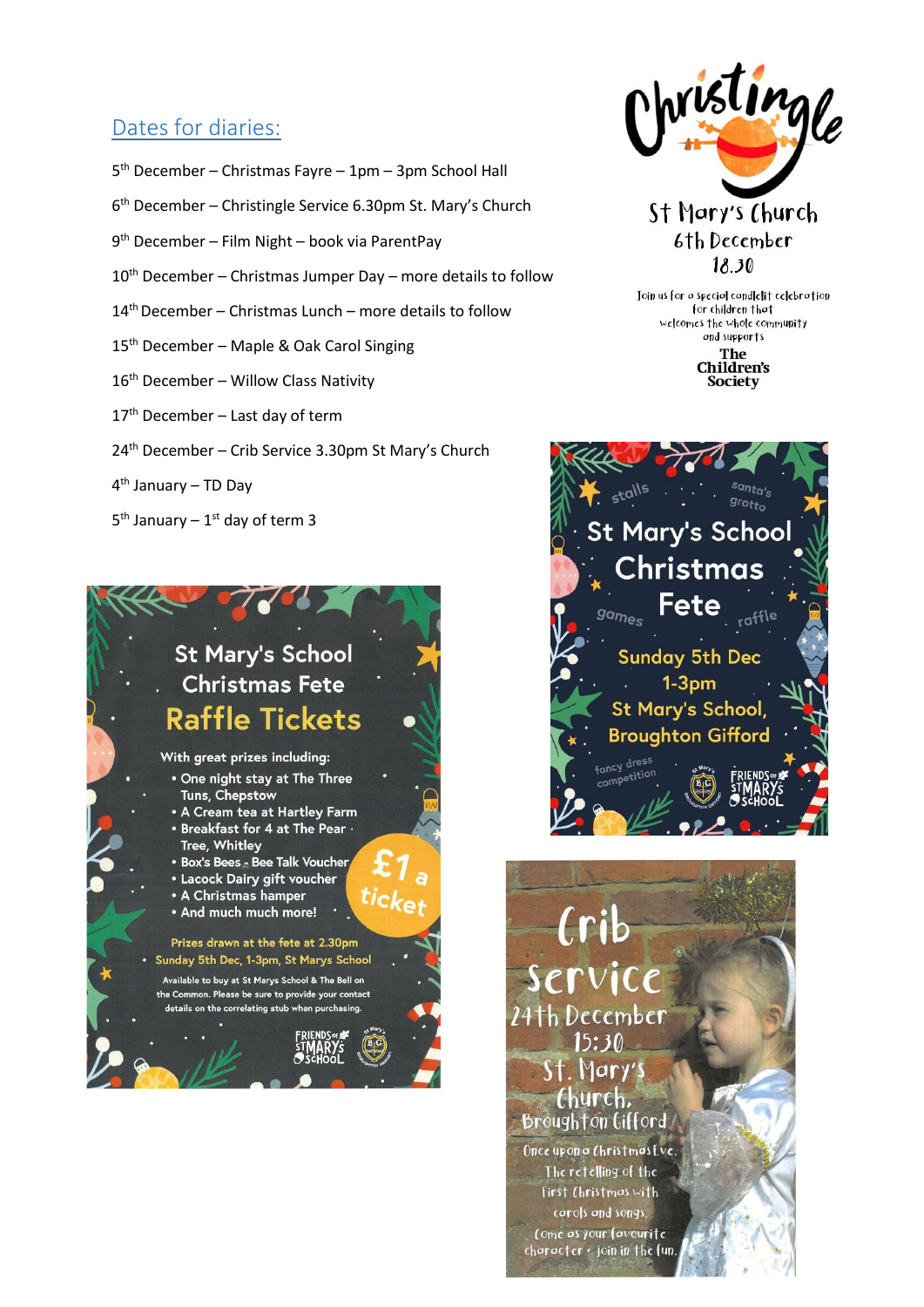## Dates for diaries:

5th December – Christmas Fayre – 1pm – 3pm School Hall

6th December – Christingle Service 6.30pm St. Mary's Church

9th December – Film Night – book via ParentPay

10th December – Christmas Jumper Day – more details to follow

14th December – Christmas Lunch – more details to follow

15th December – Maple & Oak Carol Singing

16th December – Willow Class Nativity

17th December – Last day of term

24th December – Crib Service 3.30pm St Mary's Church

4th January – TD Day

5th January – 1st day of term 3

Christingle

St Mary's Church

6th December

18.30

Join us for a special candlelit celebration for children that welcomes the whole community and supports

The Children's Society

St Mary's School Christmas Fete

Raffle Tickets

With great prizes including:

- One night stay at The Three Tuns, Chepstow
- A Cream tea at Hartley Farm
- Breakfast for 4 at The Pear Tree, Whitley
- Box's Bees - Bee Talk Voucher
- Lacock Dairy gift voucher
- A Christmas hamper
- And much much more!

£1 a ticket

Prizes drawn at the fete at 2.30pm

Sunday 5th Dec, 1-3pm, St Marys School

Available to buy at St Marys School & The Bell on the Common. Please be sure to provide your contact details on the correlating stub when purchasing.

Friends of St Mary's School

stalls · santa's grotto

St Mary's School Christmas Fete

games · raffle

Sunday 5th Dec

1-3pm

St Mary's School, Broughton Gifford

fancy dress competition

Friends of St Mary's School

Crib Service

24th December

15:30

St. Mary's Church, Broughton Gifford

Once upon a Christmas Eve. The retelling of the first Christmas with carols and songs.

Come as your favourite character + join in the fun.